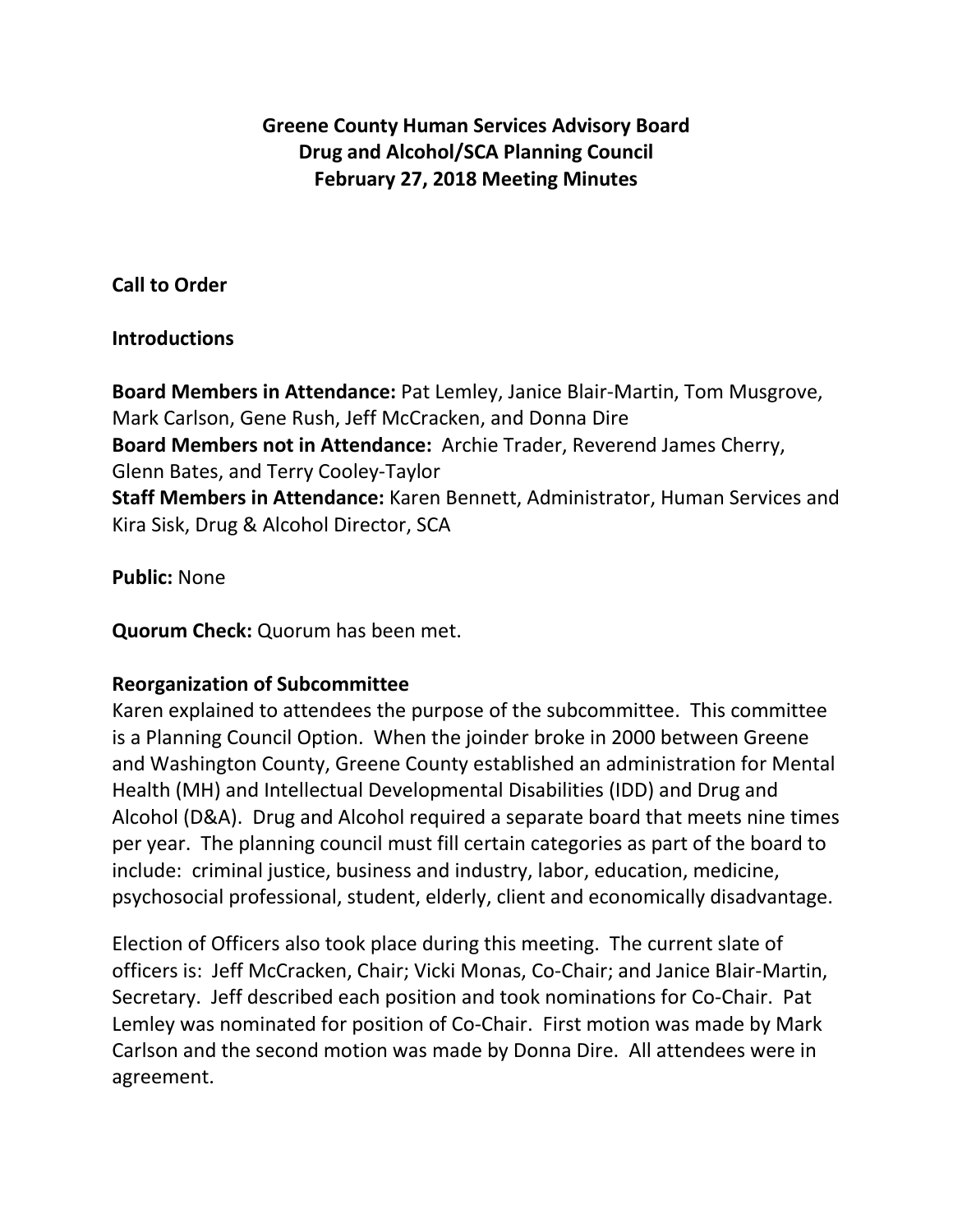# Greene County Human Services Advisory Board
# Drug and Alcohol/SCA Planning Council
# February 27, 2018 Meeting Minutes

**Call to Order**

**Introductions**

**Board Members in Attendance:** Pat Lemley, Janice Blair-Martin, Tom Musgrove, Mark Carlson, Gene Rush, Jeff McCracken, and Donna Dire
**Board Members not in Attendance:** Archie Trader, Reverend James Cherry, Glenn Bates, and Terry Cooley-Taylor
**Staff Members in Attendance:** Karen Bennett, Administrator, Human Services and Kira Sisk, Drug & Alcohol Director, SCA

**Public:** None

**Quorum Check:** Quorum has been met.

**Reorganization of Subcommittee**

Karen explained to attendees the purpose of the subcommittee. This committee is a Planning Council Option. When the joinder broke in 2000 between Greene and Washington County, Greene County established an administration for Mental Health (MH) and Intellectual Developmental Disabilities (IDD) and Drug and Alcohol (D&A). Drug and Alcohol required a separate board that meets nine times per year. The planning council must fill certain categories as part of the board to include: criminal justice, business and industry, labor, education, medicine, psychosocial professional, student, elderly, client and economically disadvantage.

Election of Officers also took place during this meeting. The current slate of officers is: Jeff McCracken, Chair; Vicki Monas, Co-Chair; and Janice Blair-Martin, Secretary. Jeff described each position and took nominations for Co-Chair. Pat Lemley was nominated for position of Co-Chair. First motion was made by Mark Carlson and the second motion was made by Donna Dire. All attendees were in agreement.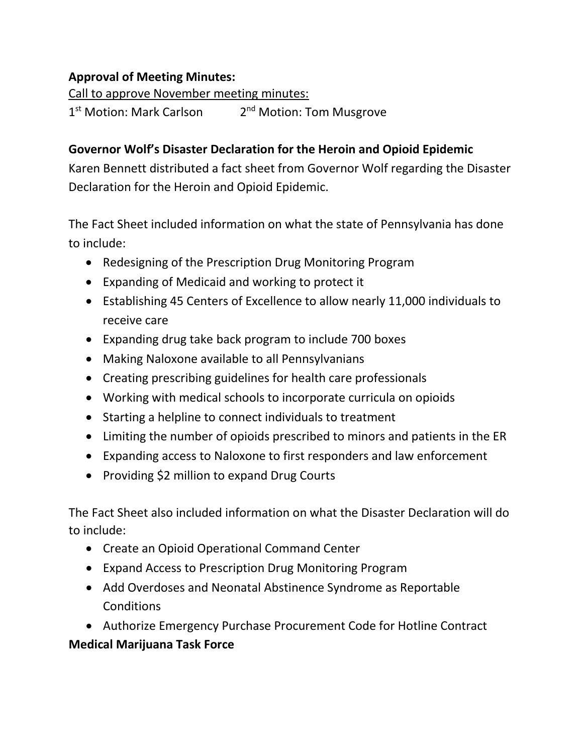**Approval of Meeting Minutes:**

Call to approve November meeting minutes:

1st Motion: Mark Carlson 2nd Motion: Tom Musgrove

**Governor Wolf's Disaster Declaration for the Heroin and Opioid Epidemic**

Karen Bennett distributed a fact sheet from Governor Wolf regarding the Disaster Declaration for the Heroin and Opioid Epidemic.

The Fact Sheet included information on what the state of Pennsylvania has done to include:

- Redesigning of the Prescription Drug Monitoring Program
- Expanding of Medicaid and working to protect it
- Establishing 45 Centers of Excellence to allow nearly 11,000 individuals to receive care
- Expanding drug take back program to include 700 boxes
- Making Naloxone available to all Pennsylvanians
- Creating prescribing guidelines for health care professionals
- Working with medical schools to incorporate curricula on opioids
- Starting a helpline to connect individuals to treatment
- Limiting the number of opioids prescribed to minors and patients in the ER
- Expanding access to Naloxone to first responders and law enforcement
- Providing $2 million to expand Drug Courts

The Fact Sheet also included information on what the Disaster Declaration will do to include:

- Create an Opioid Operational Command Center
- Expand Access to Prescription Drug Monitoring Program
- Add Overdoses and Neonatal Abstinence Syndrome as Reportable Conditions
- Authorize Emergency Purchase Procurement Code for Hotline Contract

**Medical Marijuana Task Force**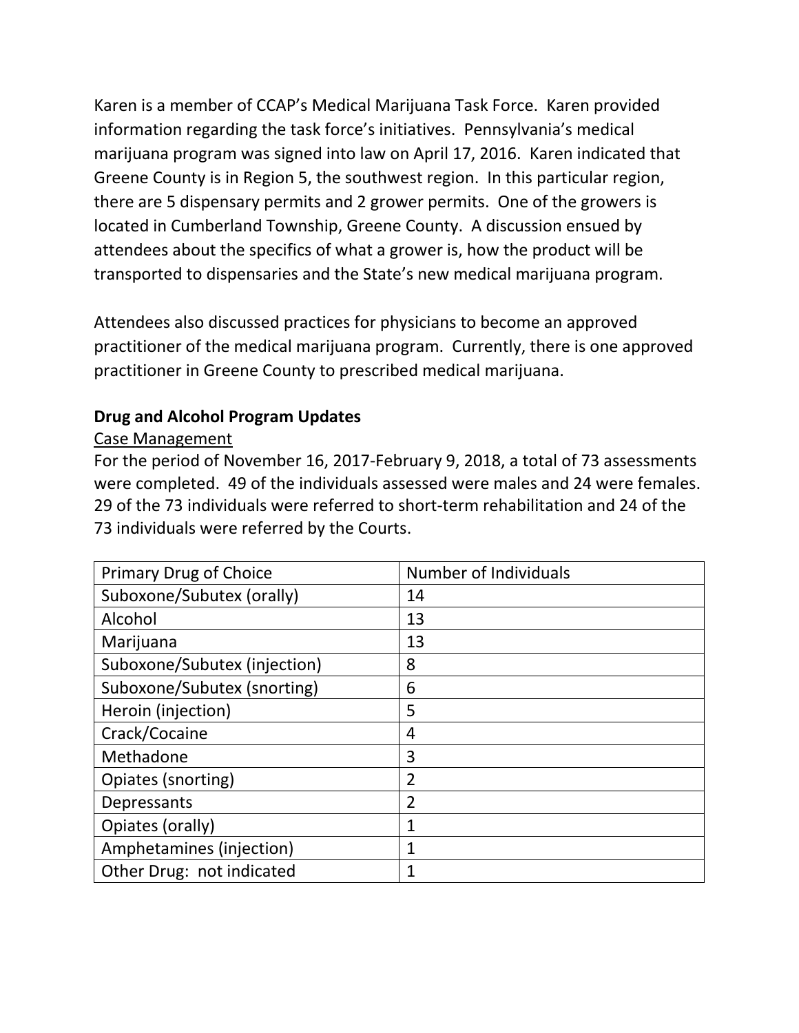Karen is a member of CCAP's Medical Marijuana Task Force. Karen provided information regarding the task force's initiatives. Pennsylvania's medical marijuana program was signed into law on April 17, 2016. Karen indicated that Greene County is in Region 5, the southwest region. In this particular region, there are 5 dispensary permits and 2 grower permits. One of the growers is located in Cumberland Township, Greene County. A discussion ensued by attendees about the specifics of what a grower is, how the product will be transported to dispensaries and the State's new medical marijuana program.

Attendees also discussed practices for physicians to become an approved practitioner of the medical marijuana program. Currently, there is one approved practitioner in Greene County to prescribed medical marijuana.

**Drug and Alcohol Program Updates**

<u>Case Management</u>

For the period of November 16, 2017-February 9, 2018, a total of 73 assessments were completed. 49 of the individuals assessed were males and 24 were females. 29 of the 73 individuals were referred to short-term rehabilitation and 24 of the 73 individuals were referred by the Courts.

| Primary Drug of Choice | Number of Individuals |
|---|---|
| Suboxone/Subutex (orally) | 14 |
| Alcohol | 13 |
| Marijuana | 13 |
| Suboxone/Subutex (injection) | 8 |
| Suboxone/Subutex (snorting) | 6 |
| Heroin (injection) | 5 |
| Crack/Cocaine | 4 |
| Methadone | 3 |
| Opiates (snorting) | 2 |
| Depressants | 2 |
| Opiates (orally) | 1 |
| Amphetamines (injection) | 1 |
| Other Drug: not indicated | 1 |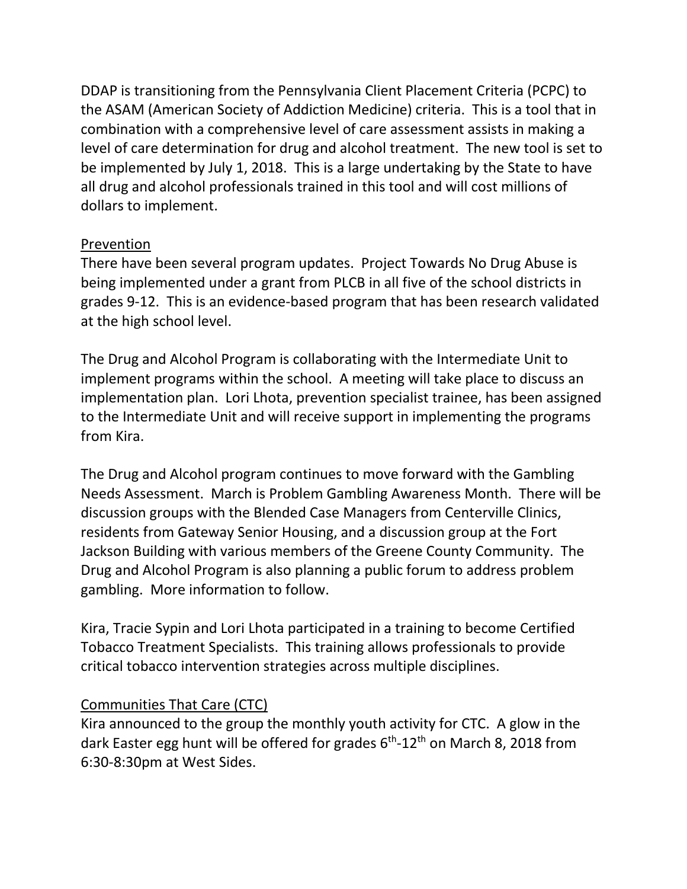DDAP is transitioning from the Pennsylvania Client Placement Criteria (PCPC) to the ASAM (American Society of Addiction Medicine) criteria. This is a tool that in combination with a comprehensive level of care assessment assists in making a level of care determination for drug and alcohol treatment. The new tool is set to be implemented by July 1, 2018. This is a large undertaking by the State to have all drug and alcohol professionals trained in this tool and will cost millions of dollars to implement.

## Prevention

There have been several program updates. Project Towards No Drug Abuse is being implemented under a grant from PLCB in all five of the school districts in grades 9-12. This is an evidence-based program that has been research validated at the high school level.

The Drug and Alcohol Program is collaborating with the Intermediate Unit to implement programs within the school. A meeting will take place to discuss an implementation plan. Lori Lhota, prevention specialist trainee, has been assigned to the Intermediate Unit and will receive support in implementing the programs from Kira.

The Drug and Alcohol program continues to move forward with the Gambling Needs Assessment. March is Problem Gambling Awareness Month. There will be discussion groups with the Blended Case Managers from Centerville Clinics, residents from Gateway Senior Housing, and a discussion group at the Fort Jackson Building with various members of the Greene County Community. The Drug and Alcohol Program is also planning a public forum to address problem gambling. More information to follow.

Kira, Tracie Sypin and Lori Lhota participated in a training to become Certified Tobacco Treatment Specialists. This training allows professionals to provide critical tobacco intervention strategies across multiple disciplines.

## Communities That Care (CTC)

Kira announced to the group the monthly youth activity for CTC. A glow in the dark Easter egg hunt will be offered for grades 6th-12th on March 8, 2018 from 6:30-8:30pm at West Sides.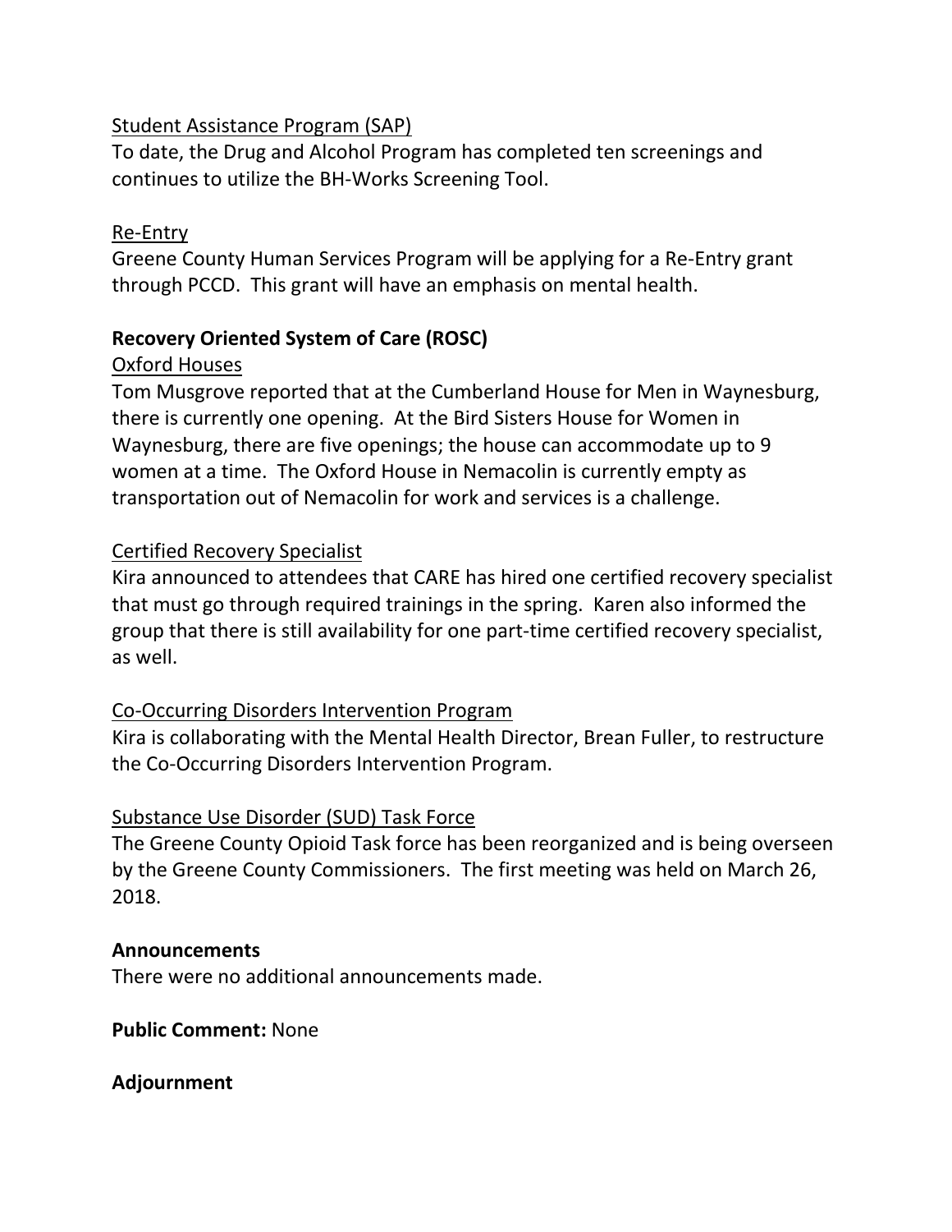Student Assistance Program (SAP)

To date, the Drug and Alcohol Program has completed ten screenings and continues to utilize the BH-Works Screening Tool.

Re-Entry

Greene County Human Services Program will be applying for a Re-Entry grant through PCCD. This grant will have an emphasis on mental health.

**Recovery Oriented System of Care (ROSC)**

Oxford Houses

Tom Musgrove reported that at the Cumberland House for Men in Waynesburg, there is currently one opening. At the Bird Sisters House for Women in Waynesburg, there are five openings; the house can accommodate up to 9 women at a time. The Oxford House in Nemacolin is currently empty as transportation out of Nemacolin for work and services is a challenge.

Certified Recovery Specialist

Kira announced to attendees that CARE has hired one certified recovery specialist that must go through required trainings in the spring. Karen also informed the group that there is still availability for one part-time certified recovery specialist, as well.

Co-Occurring Disorders Intervention Program

Kira is collaborating with the Mental Health Director, Brean Fuller, to restructure the Co-Occurring Disorders Intervention Program.

Substance Use Disorder (SUD) Task Force

The Greene County Opioid Task force has been reorganized and is being overseen by the Greene County Commissioners. The first meeting was held on March 26, 2018.

**Announcements**

There were no additional announcements made.

**Public Comment:** None

**Adjournment**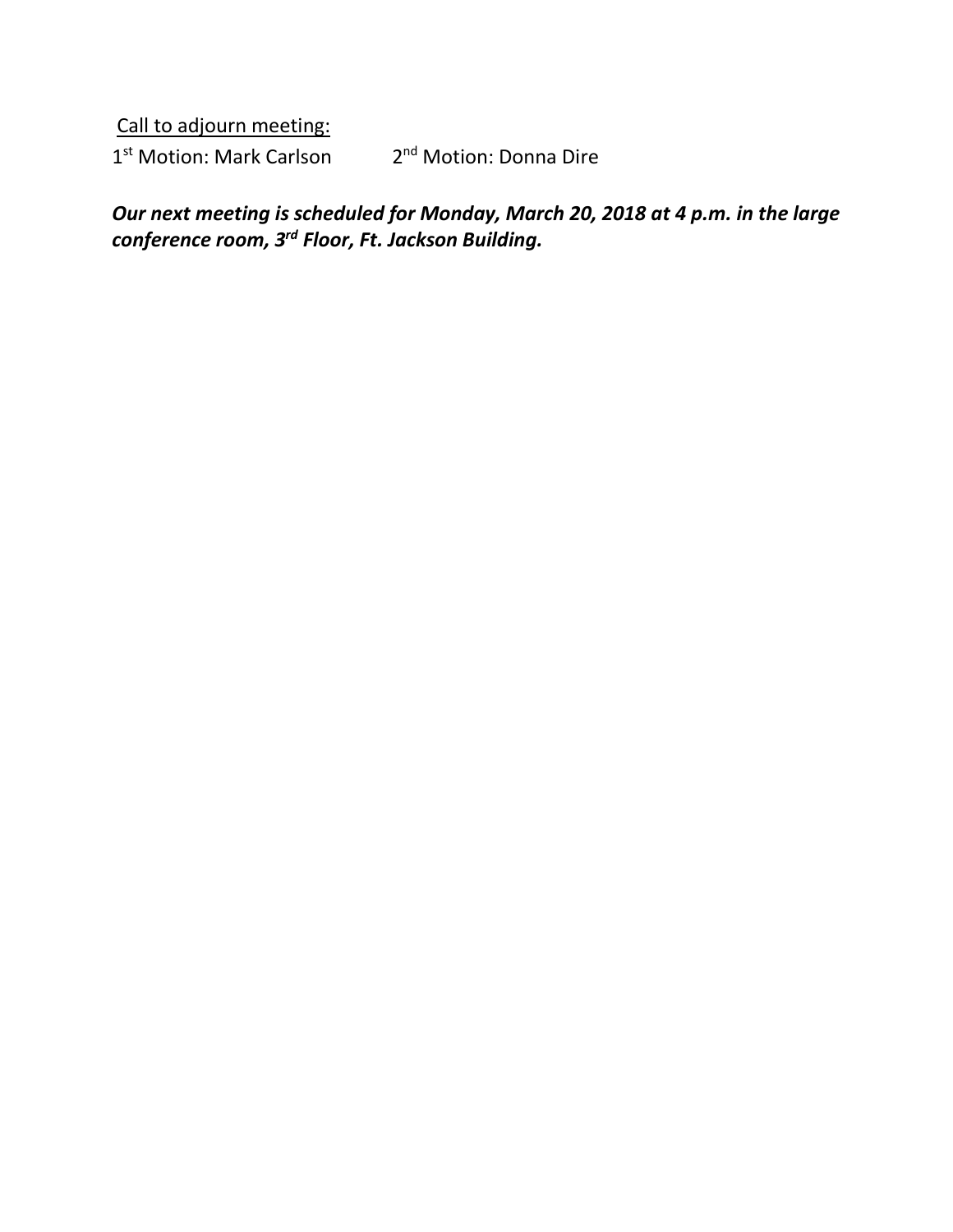Call to adjourn meeting:

1st Motion: Mark Carlson 2nd Motion: Donna Dire

***Our next meeting is scheduled for Monday, March 20, 2018 at 4 p.m. in the large conference room, 3rd Floor, Ft. Jackson Building.***